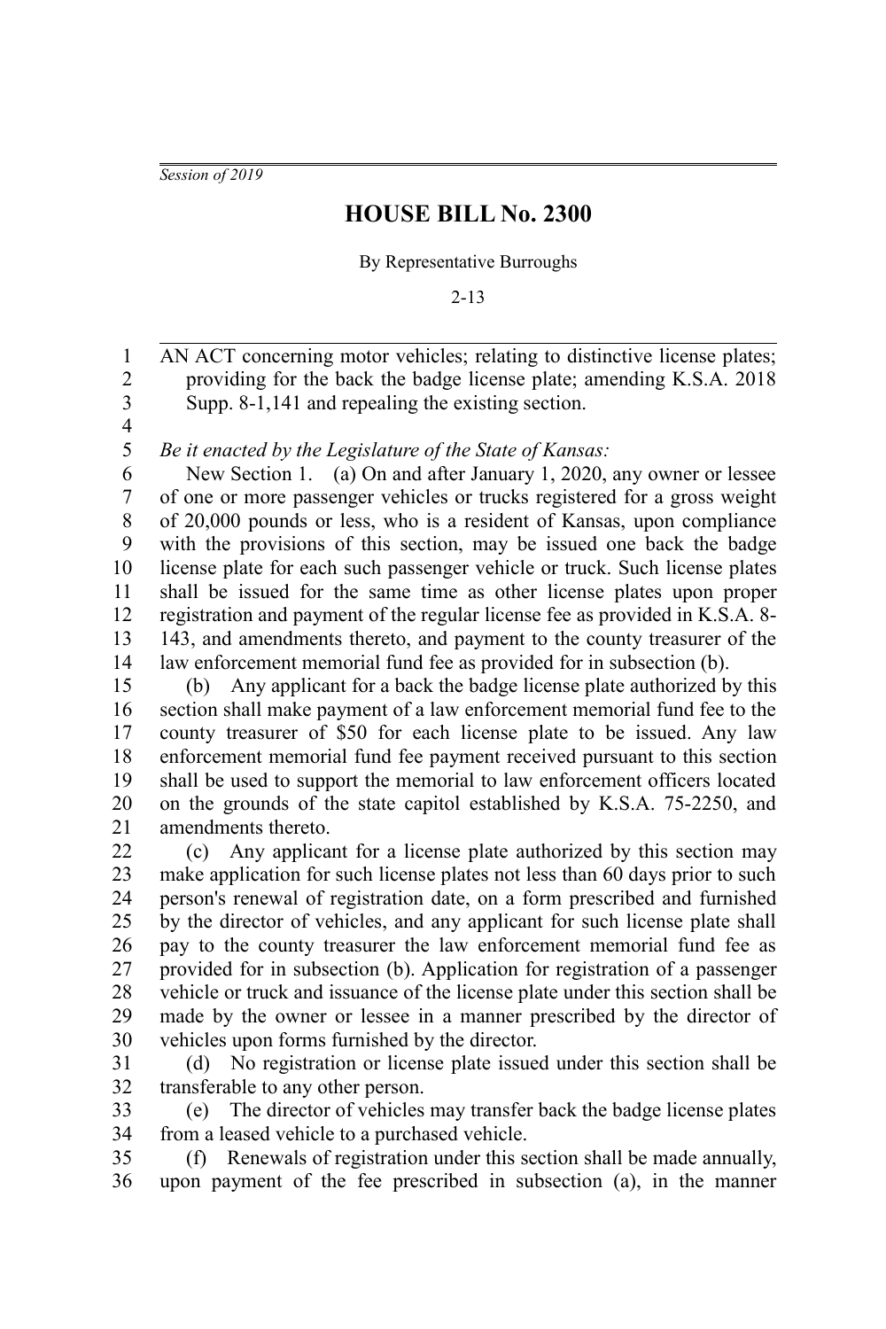*Session of 2019*

# HOUSE BILL No. 2300

By Representative Burroughs

2-13

AN ACT concerning motor vehicles; relating to distinctive license plates; providing for the back the badge license plate; amending K.S.A. 2018 Supp. 8-1,141 and repealing the existing section.

*Be it enacted by the Legislature of the State of Kansas:*

New Section 1. (a) On and after January 1, 2020, any owner or lessee of one or more passenger vehicles or trucks registered for a gross weight of 20,000 pounds or less, who is a resident of Kansas, upon compliance with the provisions of this section, may be issued one back the badge license plate for each such passenger vehicle or truck. Such license plates shall be issued for the same time as other license plates upon proper registration and payment of the regular license fee as provided in K.S.A. 8-143, and amendments thereto, and payment to the county treasurer of the law enforcement memorial fund fee as provided for in subsection (b).

(b) Any applicant for a back the badge license plate authorized by this section shall make payment of a law enforcement memorial fund fee to the county treasurer of $50 for each license plate to be issued. Any law enforcement memorial fund fee payment received pursuant to this section shall be used to support the memorial to law enforcement officers located on the grounds of the state capitol established by K.S.A. 75-2250, and amendments thereto.

(c) Any applicant for a license plate authorized by this section may make application for such license plates not less than 60 days prior to such person's renewal of registration date, on a form prescribed and furnished by the director of vehicles, and any applicant for such license plate shall pay to the county treasurer the law enforcement memorial fund fee as provided for in subsection (b). Application for registration of a passenger vehicle or truck and issuance of the license plate under this section shall be made by the owner or lessee in a manner prescribed by the director of vehicles upon forms furnished by the director.

(d) No registration or license plate issued under this section shall be transferable to any other person.

(e) The director of vehicles may transfer back the badge license plates from a leased vehicle to a purchased vehicle.

(f) Renewals of registration under this section shall be made annually, upon payment of the fee prescribed in subsection (a), in the manner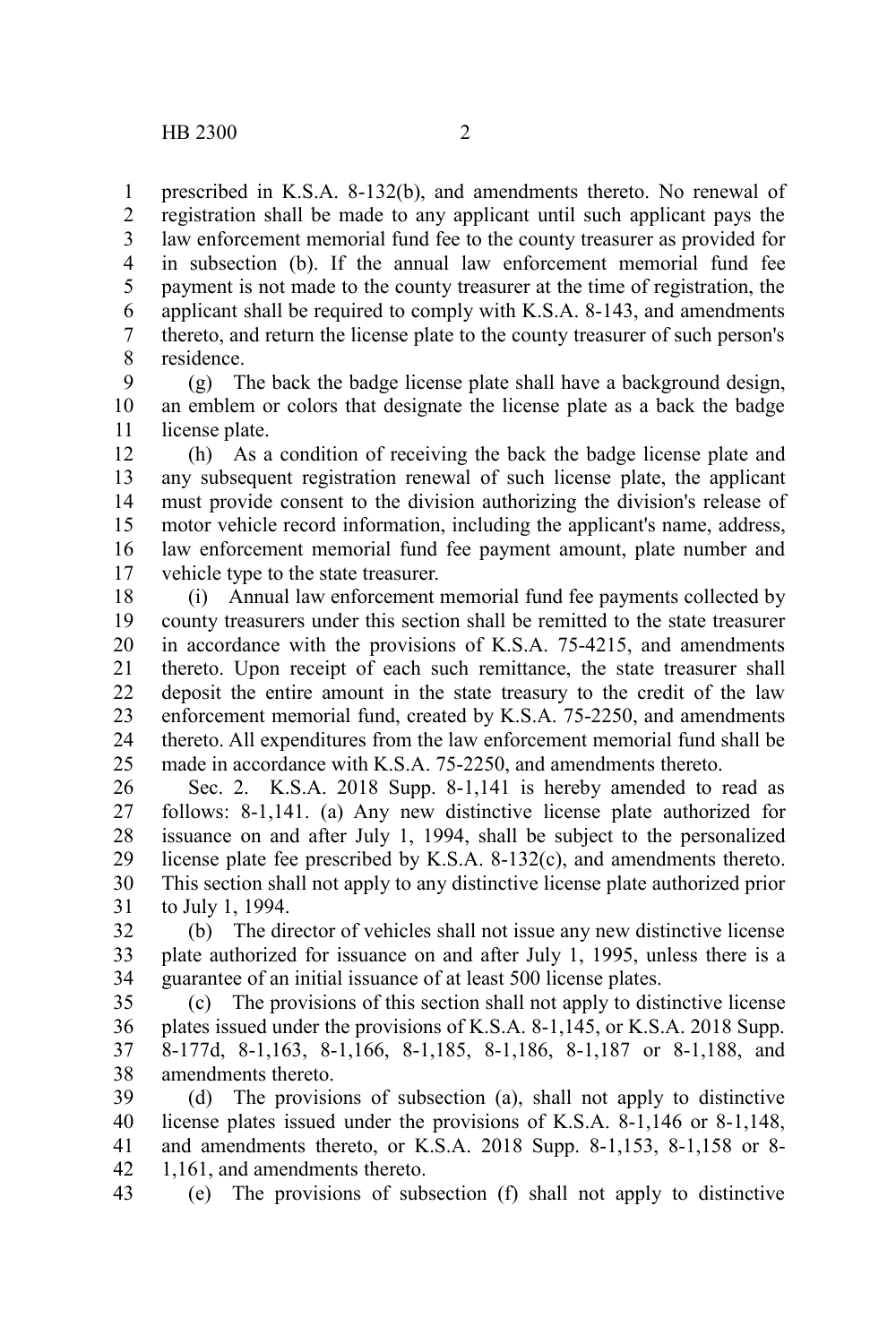prescribed in K.S.A. 8-132(b), and amendments thereto. No renewal of registration shall be made to any applicant until such applicant pays the law enforcement memorial fund fee to the county treasurer as provided for in subsection (b). If the annual law enforcement memorial fund fee payment is not made to the county treasurer at the time of registration, the applicant shall be required to comply with K.S.A. 8-143, and amendments thereto, and return the license plate to the county treasurer of such person's residence.

(g) The back the badge license plate shall have a background design, an emblem or colors that designate the license plate as a back the badge license plate.

(h) As a condition of receiving the back the badge license plate and any subsequent registration renewal of such license plate, the applicant must provide consent to the division authorizing the division's release of motor vehicle record information, including the applicant's name, address, law enforcement memorial fund fee payment amount, plate number and vehicle type to the state treasurer.

(i) Annual law enforcement memorial fund fee payments collected by county treasurers under this section shall be remitted to the state treasurer in accordance with the provisions of K.S.A. 75-4215, and amendments thereto. Upon receipt of each such remittance, the state treasurer shall deposit the entire amount in the state treasury to the credit of the law enforcement memorial fund, created by K.S.A. 75-2250, and amendments thereto. All expenditures from the law enforcement memorial fund shall be made in accordance with K.S.A. 75-2250, and amendments thereto.

Sec. 2. K.S.A. 2018 Supp. 8-1,141 is hereby amended to read as follows: 8-1,141. (a) Any new distinctive license plate authorized for issuance on and after July 1, 1994, shall be subject to the personalized license plate fee prescribed by K.S.A. 8-132(c), and amendments thereto. This section shall not apply to any distinctive license plate authorized prior to July 1, 1994.

(b) The director of vehicles shall not issue any new distinctive license plate authorized for issuance on and after July 1, 1995, unless there is a guarantee of an initial issuance of at least 500 license plates.

(c) The provisions of this section shall not apply to distinctive license plates issued under the provisions of K.S.A. 8-1,145, or K.S.A. 2018 Supp. 8-177d, 8-1,163, 8-1,166, 8-1,185, 8-1,186, 8-1,187 or 8-1,188, and amendments thereto.

(d) The provisions of subsection (a), shall not apply to distinctive license plates issued under the provisions of K.S.A. 8-1,146 or 8-1,148, and amendments thereto, or K.S.A. 2018 Supp. 8-1,153, 8-1,158 or 8-1,161, and amendments thereto.

(e) The provisions of subsection (f) shall not apply to distinctive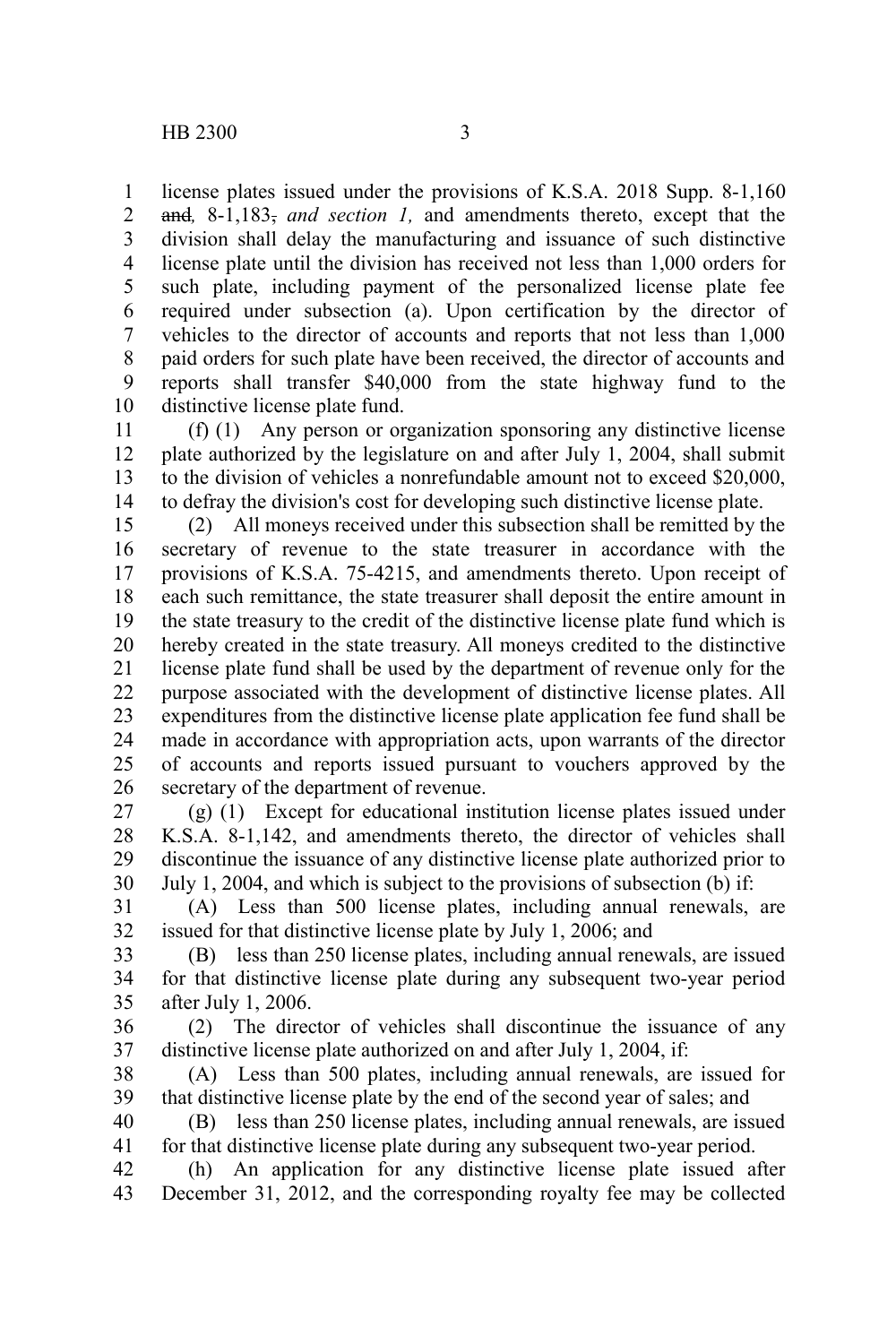license plates issued under the provisions of K.S.A. 2018 Supp. 8-1,160 ~~and~~*,* 8-1,183~~,~~ *and section 1,* and amendments thereto, except that the division shall delay the manufacturing and issuance of such distinctive license plate until the division has received not less than 1,000 orders for such plate, including payment of the personalized license plate fee required under subsection (a). Upon certification by the director of vehicles to the director of accounts and reports that not less than 1,000 paid orders for such plate have been received, the director of accounts and reports shall transfer $40,000 from the state highway fund to the distinctive license plate fund.

(f) (1) Any person or organization sponsoring any distinctive license plate authorized by the legislature on and after July 1, 2004, shall submit to the division of vehicles a nonrefundable amount not to exceed $20,000, to defray the division's cost for developing such distinctive license plate.

(2) All moneys received under this subsection shall be remitted by the secretary of revenue to the state treasurer in accordance with the provisions of K.S.A. 75-4215, and amendments thereto. Upon receipt of each such remittance, the state treasurer shall deposit the entire amount in the state treasury to the credit of the distinctive license plate fund which is hereby created in the state treasury. All moneys credited to the distinctive license plate fund shall be used by the department of revenue only for the purpose associated with the development of distinctive license plates. All expenditures from the distinctive license plate application fee fund shall be made in accordance with appropriation acts, upon warrants of the director of accounts and reports issued pursuant to vouchers approved by the secretary of the department of revenue.

(g) (1) Except for educational institution license plates issued under K.S.A. 8-1,142, and amendments thereto, the director of vehicles shall discontinue the issuance of any distinctive license plate authorized prior to July 1, 2004, and which is subject to the provisions of subsection (b) if:

(A) Less than 500 license plates, including annual renewals, are issued for that distinctive license plate by July 1, 2006; and

(B) less than 250 license plates, including annual renewals, are issued for that distinctive license plate during any subsequent two-year period after July 1, 2006.

(2) The director of vehicles shall discontinue the issuance of any distinctive license plate authorized on and after July 1, 2004, if:

(A) Less than 500 plates, including annual renewals, are issued for that distinctive license plate by the end of the second year of sales; and

(B) less than 250 license plates, including annual renewals, are issued for that distinctive license plate during any subsequent two-year period.

(h) An application for any distinctive license plate issued after December 31, 2012, and the corresponding royalty fee may be collected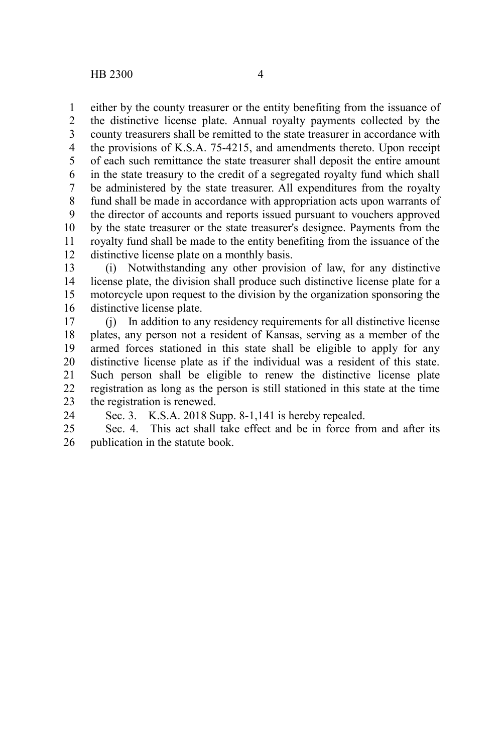either by the county treasurer or the entity benefiting from the issuance of the distinctive license plate. Annual royalty payments collected by the county treasurers shall be remitted to the state treasurer in accordance with the provisions of K.S.A. 75-4215, and amendments thereto. Upon receipt of each such remittance the state treasurer shall deposit the entire amount in the state treasury to the credit of a segregated royalty fund which shall be administered by the state treasurer. All expenditures from the royalty fund shall be made in accordance with appropriation acts upon warrants of the director of accounts and reports issued pursuant to vouchers approved by the state treasurer or the state treasurer's designee. Payments from the royalty fund shall be made to the entity benefiting from the issuance of the distinctive license plate on a monthly basis.

(i) Notwithstanding any other provision of law, for any distinctive license plate, the division shall produce such distinctive license plate for a motorcycle upon request to the division by the organization sponsoring the distinctive license plate.

(j) In addition to any residency requirements for all distinctive license plates, any person not a resident of Kansas, serving as a member of the armed forces stationed in this state shall be eligible to apply for any distinctive license plate as if the individual was a resident of this state. Such person shall be eligible to renew the distinctive license plate registration as long as the person is still stationed in this state at the time the registration is renewed.

Sec. 3. K.S.A. 2018 Supp. 8-1,141 is hereby repealed.

Sec. 4. This act shall take effect and be in force from and after its publication in the statute book.